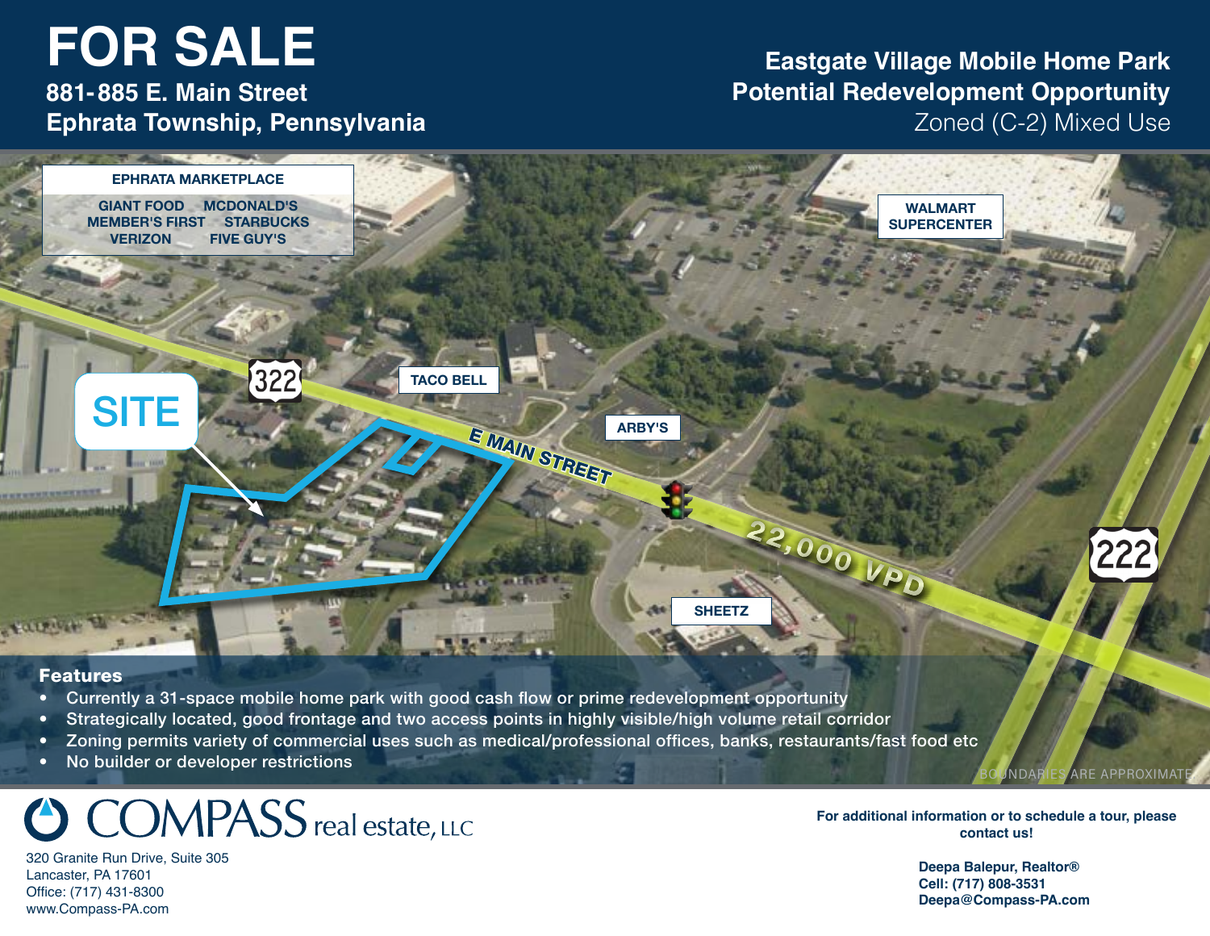# FOR SALE

**881-885 E. Main Street**
**Ephrata Township, Pennsylvania**

**Eastgate Village Mobile Home Park**
**Potential Redevelopment Opportunity**
Zoned (C-2) Mixed Use

**EPHRATA MARKETPLACE**
GIANT FOOD — MCDONALD'S
MEMBER'S FIRST — STARBUCKS
VERIZON — FIVE GUY'S

WALMART SUPERCENTER

SITE

322

TACO BELL

ARBY'S

E MAIN STREET

22,000 VPD

222

SHEETZ

## Features

- Currently a 31-space mobile home park with good cash flow or prime redevelopment opportunity
- Strategically located, good frontage and two access points in highly visible/high volume retail corridor
- Zoning permits variety of commercial uses such as medical/professional offices, banks, restaurants/fast food etc
- No builder or developer restrictions

BOUNDARIES ARE APPROXIMATE

COMPASS real estate, LLC
320 Granite Run Drive, Suite 305
Lancaster, PA 17601
Office: (717) 431-8300
www.Compass-PA.com

**For additional information or to schedule a tour, please contact us!**

**Deepa Balepur, Realtor®**
**Cell: (717) 808-3531**
**Deepa@Compass-PA.com**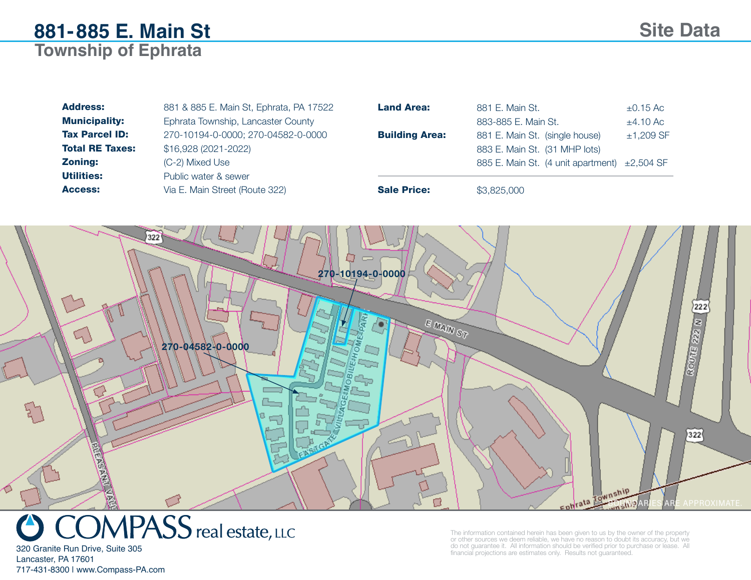# 881-885 E. Main St

## Township of Ephrata

## Site Data

| | |
|---|---|
| **Address:** | 881 & 885 E. Main St, Ephrata, PA 17522 |
| **Municipality:** | Ephrata Township, Lancaster County |
| **Tax Parcel ID:** | 270-10194-0-0000; 270-04582-0-0000 |
| **Total RE Taxes:** | $16,928 (2021-2022) |
| **Zoning:** | (C-2) Mixed Use |
| **Utilities:** | Public water & sewer |
| **Access:** | Via E. Main Street (Route 322) |

| | | |
|---|---|---|
| **Land Area:** | 881 E. Main St. | ±0.15 Ac |
| | 883-885 E. Main St. | ±4.10 Ac |
| **Building Area:** | 881 E. Main St. (single house) | ±1,209 SF |
| | 883 E. Main St. (31 MHP lots) | |
| | 885 E. Main St. (4 unit apartment) | ±2,504 SF |
| **Sale Price:** | $3,825,000 | |

270-10194-0-0000

270-04582-0-0000

BOUNDARIES ARE APPROXIMATE.

COMPASS real estate, LLC
320 Granite Run Drive, Suite 305
Lancaster, PA 17601
717-431-8300 | www.Compass-PA.com

The information contained herein has been given to us by the owner of the property or other sources we deem reliable, we have no reason to doubt its accuracy, but we do not guarantee it. All information should be verified prior to purchase or lease. All financial projections are estimates only. Results not guaranteed.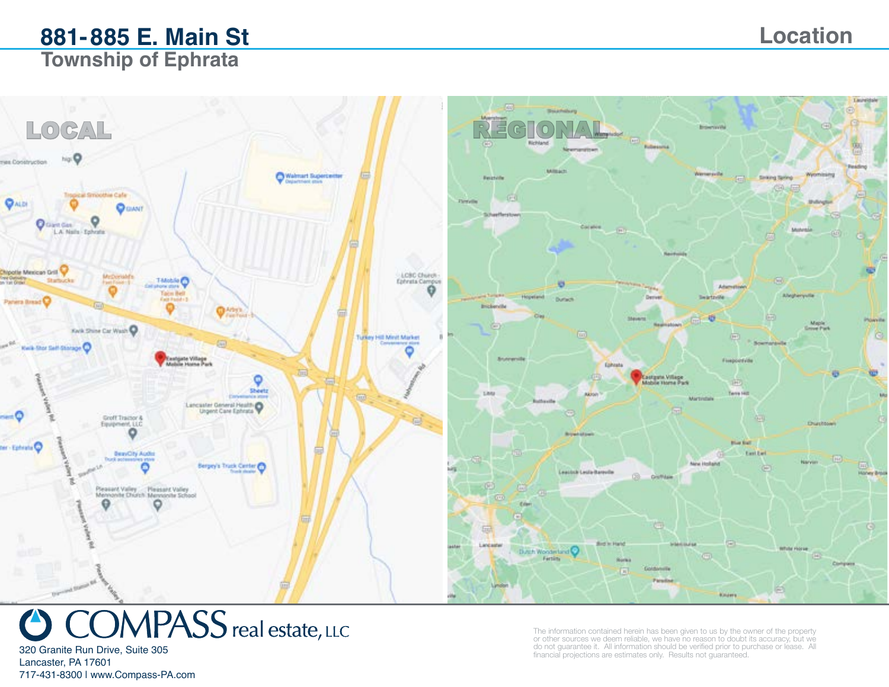# 881-885 E. Main St

## Township of Ephrata

## Location

LOCAL

REGIONAL

320 Granite Run Drive, Suite 305
Lancaster, PA 17601
717-431-8300 | www.Compass-PA.com

The information contained herein has been given to us by the owner of the property or other sources we deem reliable, we have no reason to doubt its accuracy, but we do not guarantee it. All information should be verified prior to purchase or lease. All financial projections are estimates only. Results not guaranteed.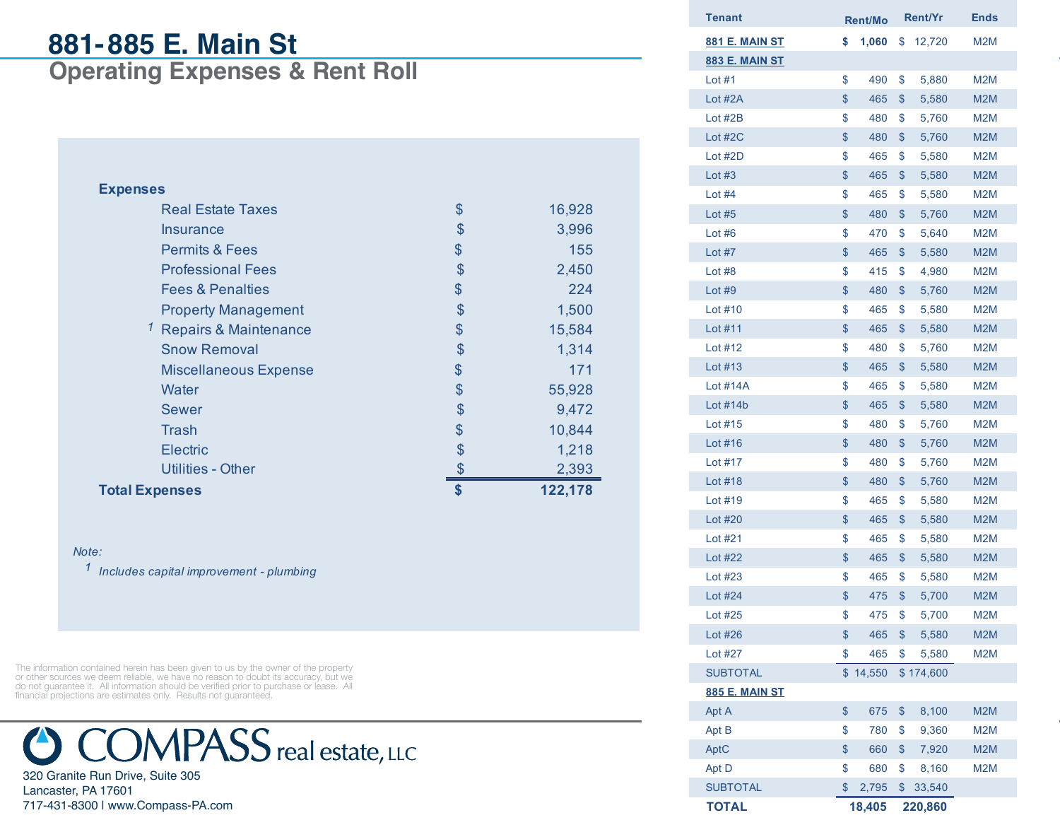# 881-885 E. Main St

## Operating Expenses & Rent Roll

**Expenses**

| Expense | | Amount |
|---|---|---|
| Real Estate Taxes | $ | 16,928 |
| Insurance | $ | 3,996 |
| Permits & Fees | $ | 155 |
| Professional Fees | $ | 2,450 |
| Fees & Penalties | $ | 224 |
| Property Management | $ | 1,500 |
| [1] Repairs & Maintenance | $ | 15,584 |
| Snow Removal | $ | 1,314 |
| Miscellaneous Expense | $ | 171 |
| Water | $ | 55,928 |
| Sewer | $ | 9,472 |
| Trash | $ | 10,844 |
| Electric | $ | 1,218 |
| Utilities - Other | $ | 2,393 |
| **Total Expenses** | **$** | **122,178** |

*Note:*

*[1] Includes capital improvement - plumbing*

| Tenant | Rent/Mo | Rent/Yr | Ends |
|---|---|---|---|
| **881 E. MAIN ST** | **$ 1,060** | $ 12,720 | M2M |
| **883 E. MAIN ST** | | | |
| Lot #1 | $ 490 | $ 5,880 | M2M |
| Lot #2A | $ 465 | $ 5,580 | M2M |
| Lot #2B | $ 480 | $ 5,760 | M2M |
| Lot #2C | $ 480 | $ 5,760 | M2M |
| Lot #2D | $ 465 | $ 5,580 | M2M |
| Lot #3 | $ 465 | $ 5,580 | M2M |
| Lot #4 | $ 465 | $ 5,580 | M2M |
| Lot #5 | $ 480 | $ 5,760 | M2M |
| Lot #6 | $ 470 | $ 5,640 | M2M |
| Lot #7 | $ 465 | $ 5,580 | M2M |
| Lot #8 | $ 415 | $ 4,980 | M2M |
| Lot #9 | $ 480 | $ 5,760 | M2M |
| Lot #10 | $ 465 | $ 5,580 | M2M |
| Lot #11 | $ 465 | $ 5,580 | M2M |
| Lot #12 | $ 480 | $ 5,760 | M2M |
| Lot #13 | $ 465 | $ 5,580 | M2M |
| Lot #14A | $ 465 | $ 5,580 | M2M |
| Lot #14b | $ 465 | $ 5,580 | M2M |
| Lot #15 | $ 480 | $ 5,760 | M2M |
| Lot #16 | $ 480 | $ 5,760 | M2M |
| Lot #17 | $ 480 | $ 5,760 | M2M |
| Lot #18 | $ 480 | $ 5,760 | M2M |
| Lot #19 | $ 465 | $ 5,580 | M2M |
| Lot #20 | $ 465 | $ 5,580 | M2M |
| Lot #21 | $ 465 | $ 5,580 | M2M |
| Lot #22 | $ 465 | $ 5,580 | M2M |
| Lot #23 | $ 465 | $ 5,580 | M2M |
| Lot #24 | $ 475 | $ 5,700 | M2M |
| Lot #25 | $ 475 | $ 5,700 | M2M |
| Lot #26 | $ 465 | $ 5,580 | M2M |
| Lot #27 | $ 465 | $ 5,580 | M2M |
| SUBTOTAL | $ 14,550 | $ 174,600 | |
| **885 E. MAIN ST** | | | |
| Apt A | $ 675 | $ 8,100 | M2M |
| Apt B | $ 780 | $ 9,360 | M2M |
| AptC | $ 660 | $ 7,920 | M2M |
| Apt D | $ 680 | $ 8,160 | M2M |
| SUBTOTAL | $ 2,795 | $ 33,540 | |
| **TOTAL** | **18,405** | **220,860** | |

The information contained herein has been given to us by the owner of the property or other sources we deem reliable, we have no reason to doubt its accuracy, but we do not guarantee it. All information should be verified prior to purchase or lease. All financial projections are estimates only. Results not guaranteed.

COMPASS real estate, LLC

320 Granite Run Drive, Suite 305
Lancaster, PA 17601
717-431-8300 | www.Compass-PA.com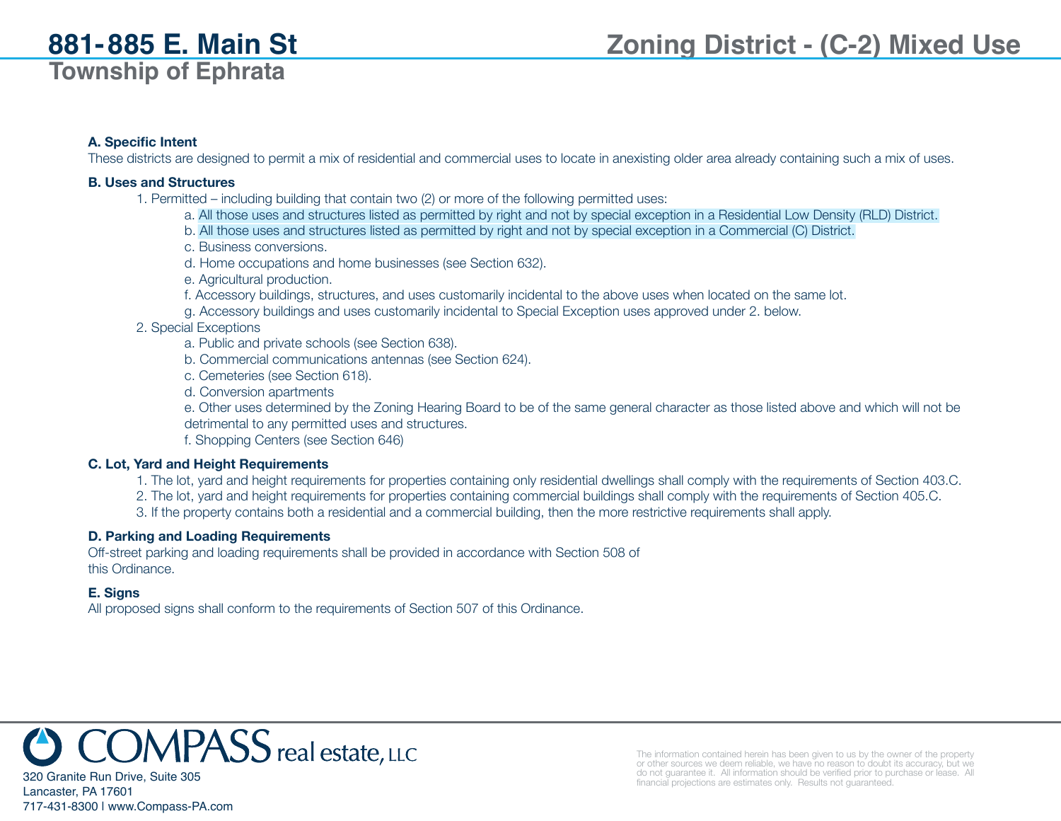# 881-885 E. Main St

## Township of Ephrata

## Zoning District - (C-2) Mixed Use

**A. Specific Intent**

These districts are designed to permit a mix of residential and commercial uses to locate in anexisting older area already containing such a mix of uses.

**B. Uses and Structures**

1. Permitted – including building that contain two (2) or more of the following permitted uses:
   a. All those uses and structures listed as permitted by right and not by special exception in a Residential Low Density (RLD) District.
   b. All those uses and structures listed as permitted by right and not by special exception in a Commercial (C) District.
   c. Business conversions.
   d. Home occupations and home businesses (see Section 632).
   e. Agricultural production.
   f. Accessory buildings, structures, and uses customarily incidental to the above uses when located on the same lot.
   g. Accessory buildings and uses customarily incidental to Special Exception uses approved under 2. below.
2. Special Exceptions
   a. Public and private schools (see Section 638).
   b. Commercial communications antennas (see Section 624).
   c. Cemeteries (see Section 618).
   d. Conversion apartments
   e. Other uses determined by the Zoning Hearing Board to be of the same general character as those listed above and which will not be detrimental to any permitted uses and structures.
   f. Shopping Centers (see Section 646)

**C. Lot, Yard and Height Requirements**

1. The lot, yard and height requirements for properties containing only residential dwellings shall comply with the requirements of Section 403.C.
2. The lot, yard and height requirements for properties containing commercial buildings shall comply with the requirements of Section 405.C.
3. If the property contains both a residential and a commercial building, then the more restrictive requirements shall apply.

**D. Parking and Loading Requirements**

Off-street parking and loading requirements shall be provided in accordance with Section 508 of this Ordinance.

**E. Signs**

All proposed signs shall conform to the requirements of Section 507 of this Ordinance.

COMPASS real estate, LLC
320 Granite Run Drive, Suite 305
Lancaster, PA 17601
717-431-8300 | www.Compass-PA.com

The information contained herein has been given to us by the owner of the property or other sources we deem reliable, we have no reason to doubt its accuracy, but we do not guarantee it. All information should be verified prior to purchase or lease. All financial projections are estimates only. Results not guaranteed.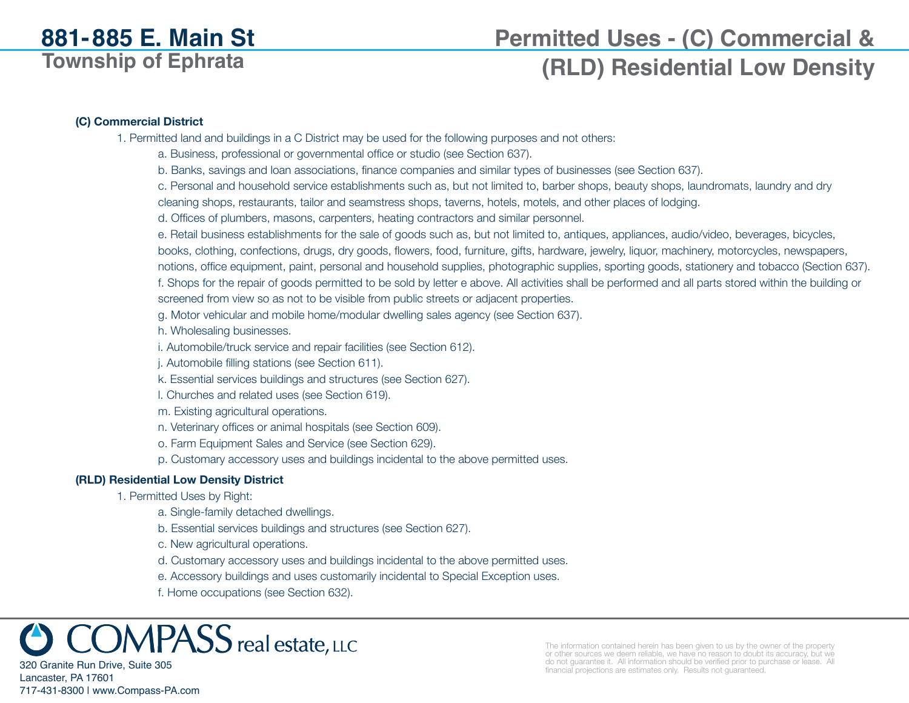# 881-885 E. Main St
## Township of Ephrata

# Permitted Uses - (C) Commercial & (RLD) Residential Low Density

**(C) Commercial District**

1. Permitted land and buildings in a C District may be used for the following purposes and not others:
   - a. Business, professional or governmental office or studio (see Section 637).
   - b. Banks, savings and loan associations, finance companies and similar types of businesses (see Section 637).
   - c. Personal and household service establishments such as, but not limited to, barber shops, beauty shops, laundromats, laundry and dry cleaning shops, restaurants, tailor and seamstress shops, taverns, hotels, motels, and other places of lodging.
   - d. Offices of plumbers, masons, carpenters, heating contractors and similar personnel.
   - e. Retail business establishments for the sale of goods such as, but not limited to, antiques, appliances, audio/video, beverages, bicycles, books, clothing, confections, drugs, dry goods, flowers, food, furniture, gifts, hardware, jewelry, liquor, machinery, motorcycles, newspapers, notions, office equipment, paint, personal and household supplies, photographic supplies, sporting goods, stationery and tobacco (Section 637).
   - f. Shops for the repair of goods permitted to be sold by letter e above. All activities shall be performed and all parts stored within the building or screened from view so as not to be visible from public streets or adjacent properties.
   - g. Motor vehicular and mobile home/modular dwelling sales agency (see Section 637).
   - h. Wholesaling businesses.
   - i. Automobile/truck service and repair facilities (see Section 612).
   - j. Automobile filling stations (see Section 611).
   - k. Essential services buildings and structures (see Section 627).
   - l. Churches and related uses (see Section 619).
   - m. Existing agricultural operations.
   - n. Veterinary offices or animal hospitals (see Section 609).
   - o. Farm Equipment Sales and Service (see Section 629).
   - p. Customary accessory uses and buildings incidental to the above permitted uses.

**(RLD) Residential Low Density District**

1. Permitted Uses by Right:
   - a. Single-family detached dwellings.
   - b. Essential services buildings and structures (see Section 627).
   - c. New agricultural operations.
   - d. Customary accessory uses and buildings incidental to the above permitted uses.
   - e. Accessory buildings and uses customarily incidental to Special Exception uses.
   - f. Home occupations (see Section 632).

COMPASS real estate, LLC
320 Granite Run Drive, Suite 305
Lancaster, PA 17601
717-431-8300 | www.Compass-PA.com

The information contained herein has been given to us by the owner of the property or other sources we deem reliable, we have no reason to doubt its accuracy, but we do not guarantee it. All information should be verified prior to purchase or lease. All financial projections are estimates only. Results not guaranteed.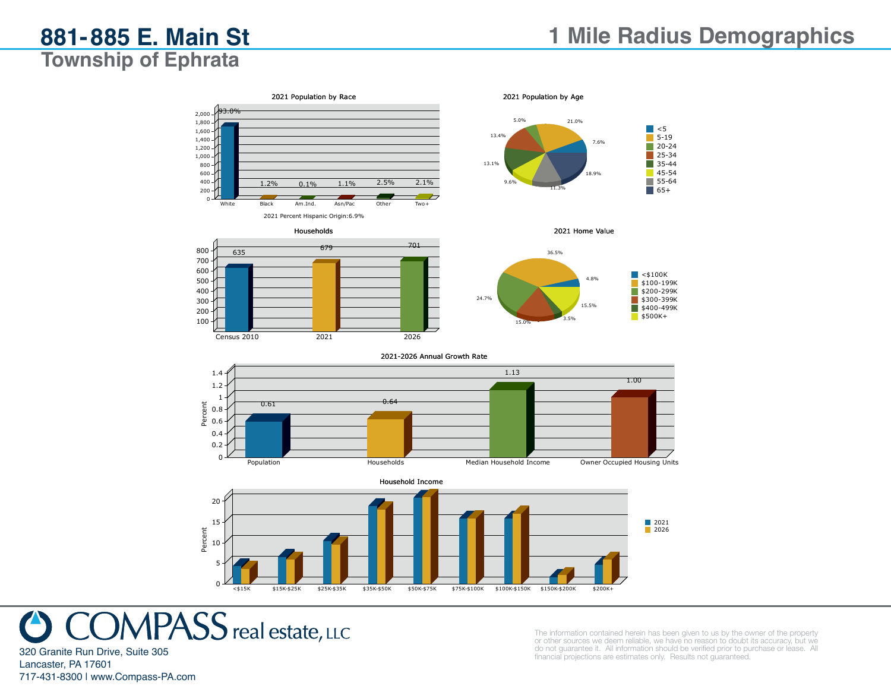# 881-885 E. Main St

## Township of Ephrata

## 1 Mile Radius Demographics

### 2021 Population by Race

| Race | Percent |
|---|---|
| White | 93.0% |
| Black | 1.2% |
| Am.Ind. | 0.1% |
| Asn/Pac | 1.1% |
| Other | 2.5% |
| Two+ | 2.1% |

2021 Percent Hispanic Origin:6.9%

### 2021 Population by Age

| Age | Percent |
|---|---|
| <5 | 7.6% |
| 5-19 | 21.0% |
| 20-24 | 5.0% |
| 25-34 | 13.4% |
| 35-44 | 13.1% |
| 45-54 | 9.6% |
| 55-64 | 11.3% |
| 65+ | 18.9% |

### Households

| Year | Households |
|---|---|
| Census 2010 | 635 |
| 2021 | 679 |
| 2026 | 701 |

### 2021 Home Value

| Value | Percent |
|---|---|
| <$100K | 4.8% |
| $100-199K | 36.5% |
| $200-299K | 24.7% |
| $300-399K | 15.0% |
| $400-499K | 3.5% |
| $500K+ | 15.5% |

### 2021-2026 Annual Growth Rate

| Category | Percent |
|---|---|
| Population | 0.61 |
| Households | 0.64 |
| Median Household Income | 1.13 |
| Owner Occupied Housing Units | 1.00 |

### Household Income

Categories (2021 and 2026, Percent): <$15K, $15K-$25K, $25K-$35K, $35K-$50K, $50K-$75K, $75K-$100K, $100K-$150K, $150K-$200K, $200K+

**COMPASS** real estate, LLC

320 Granite Run Drive, Suite 305
Lancaster, PA 17601
717-431-8300 | www.Compass-PA.com

The information contained herein has been given to us by the owner of the property or other sources we deem reliable, we have no reason to doubt its accuracy, but we do not guarantee it. All information should be verified prior to purchase or lease. All financial projections are estimates only. Results not guaranteed.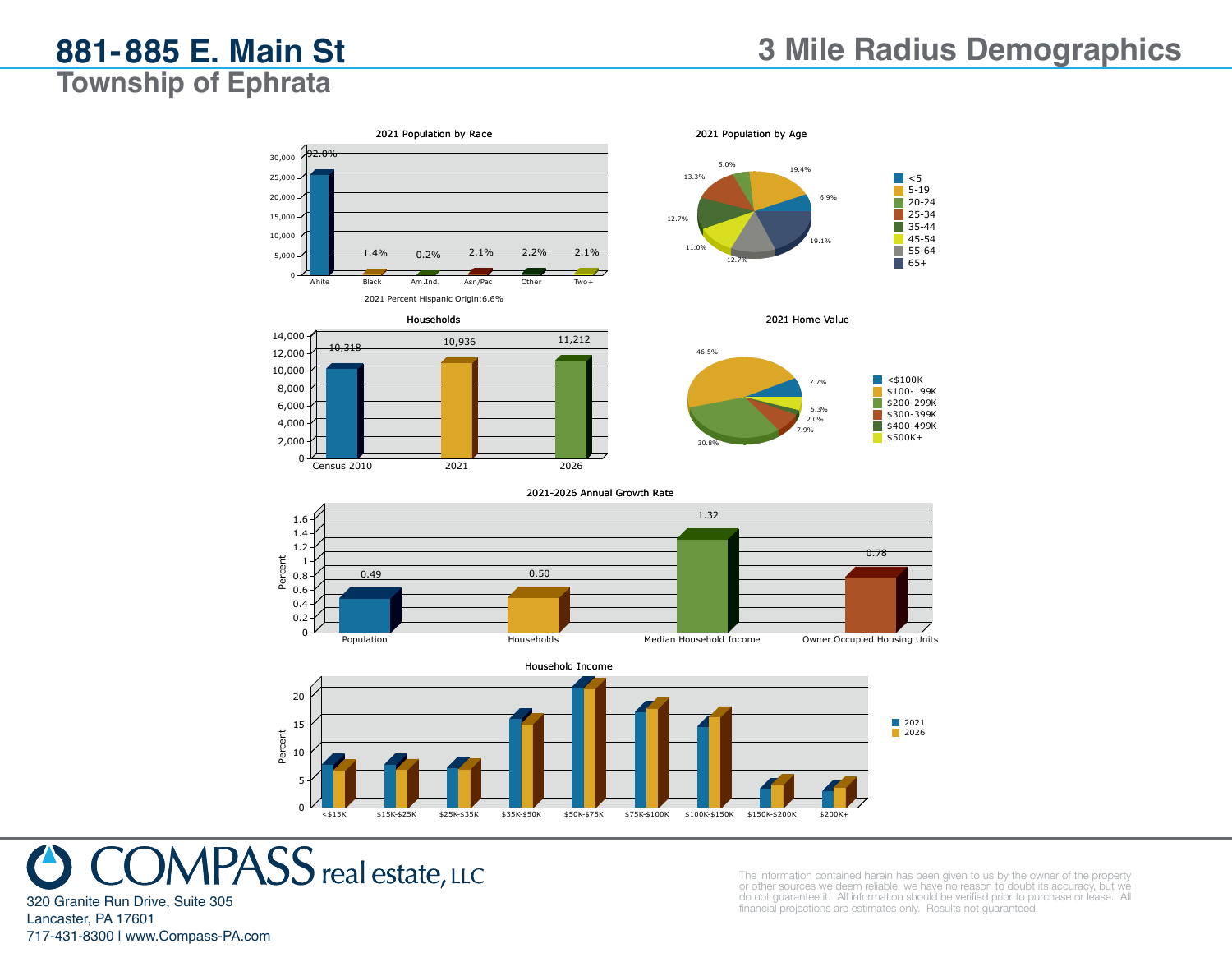# 881-885 E. Main St

## Township of Ephrata

# 3 Mile Radius Demographics

### 2021 Population by Race

| Race | Percent |
|---|---|
| White | 92.0% |
| Black | 1.4% |
| Am.Ind. | 0.2% |
| Asn/Pac | 2.1% |
| Other | 2.2% |
| Two+ | 2.1% |

2021 Percent Hispanic Origin:6.6%

### 2021 Population by Age

| Age | Percent |
|---|---|
| <5 | 6.9% |
| 5-19 | 19.4% |
| 20-24 | 5.0% |
| 25-34 | 13.3% |
| 35-44 | 12.7% |
| 45-54 | 11.0% |
| 55-64 | 12.7% |
| 65+ | 19.1% |

### Households

| Census 2010 | 2021 | 2026 |
|---|---|---|
| 10,318 | 10,936 | 11,212 |

### 2021 Home Value

| Home Value | Percent |
|---|---|
| <$100K | 7.7% |
| $100-199K | 46.5% |
| $200-299K | 30.8% |
| $300-399K | 7.9% |
| $400-499K | 2.0% |
| $500K+ | 5.3% |

### 2021-2026 Annual Growth Rate

| Population | Households | Median Household Income | Owner Occupied Housing Units |
|---|---|---|---|
| 0.49 | 0.50 | 1.32 | 0.78 |

### Household Income

Percent; 2021 and 2026 by income range: <$15K, $15K-$25K, $25K-$35K, $35K-$50K, $50K-$75K, $75K-$100K, $100K-$150K, $150K-$200K, $200K+

**COMPASS real estate, LLC**
320 Granite Run Drive, Suite 305
Lancaster, PA 17601
717-431-8300 | www.Compass-PA.com

The information contained herein has been given to us by the owner of the property or other sources we deem reliable, we have no reason to doubt its accuracy, but we do not guarantee it. All information should be verified prior to purchase or lease. All financial projections are estimates only. Results not guaranteed.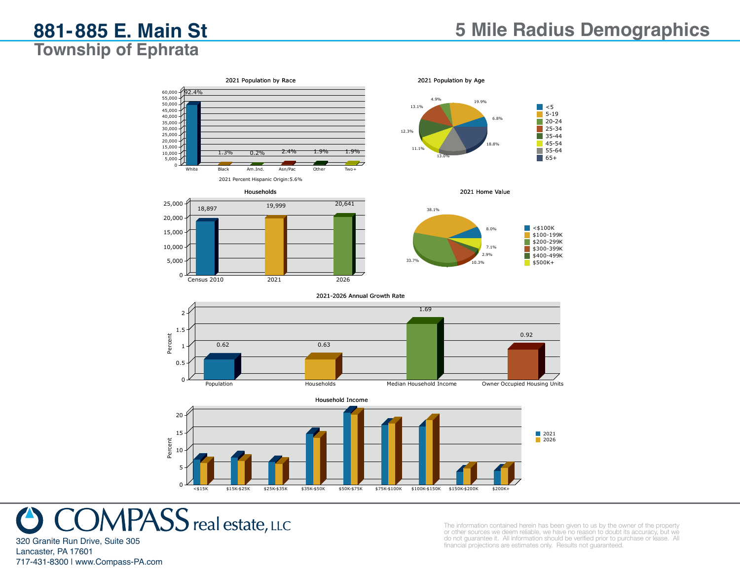# 881-885 E. Main St

## Township of Ephrata

## 5 Mile Radius Demographics

2021 Population by Race

60,000
55,000
50,000
45,000
40,000
35,000
30,000
25,000
20,000
15,000
10,000
5,000
0

92.4%
1.3%
0.2%
2.4%
1.9%
1.9%

White
Black
Am.Ind.
Asn/Pac
Other
Two+

2021 Percent Hispanic Origin:5.6%

2021 Population by Age

4.9%
19.9%
13.1%
6.8%
12.3%
18.8%
11.1%
13.0%

<5
5-19
20-24
25-34
35-44
45-54
55-64
65+

Households

25,000
20,000
15,000
10,000
5,000
0

18,897
19,999
20,641

Census 2010
2021
2026

2021 Home Value

38.1%
8.0%
7.1%
2.9%
10.3%
33.7%

<$100K
$100-199K
$200-299K
$300-399K
$400-499K
$500K+

2021-2026 Annual Growth Rate

Percent

2
1.5
1
0.5
0

0.62
0.63
1.69
0.92

Population
Households
Median Household Income
Owner Occupied Housing Units

Household Income

Percent

20
15
10
5
0

<$15K
$15K-$25K
$25K-$35K
$35K-$50K
$50K-$75K
$75K-$100K
$100K-$150K
$150K-$200K
$200K+

2021
2026

COMPASS real estate, LLC

320 Granite Run Drive, Suite 305
Lancaster, PA 17601
717-431-8300 | www.Compass-PA.com

The information contained herein has been given to us by the owner of the property or other sources we deem reliable, we have no reason to doubt its accuracy, but we do not guarantee it. All information should be verified prior to purchase or lease. All financial projections are estimates only. Results not guaranteed.